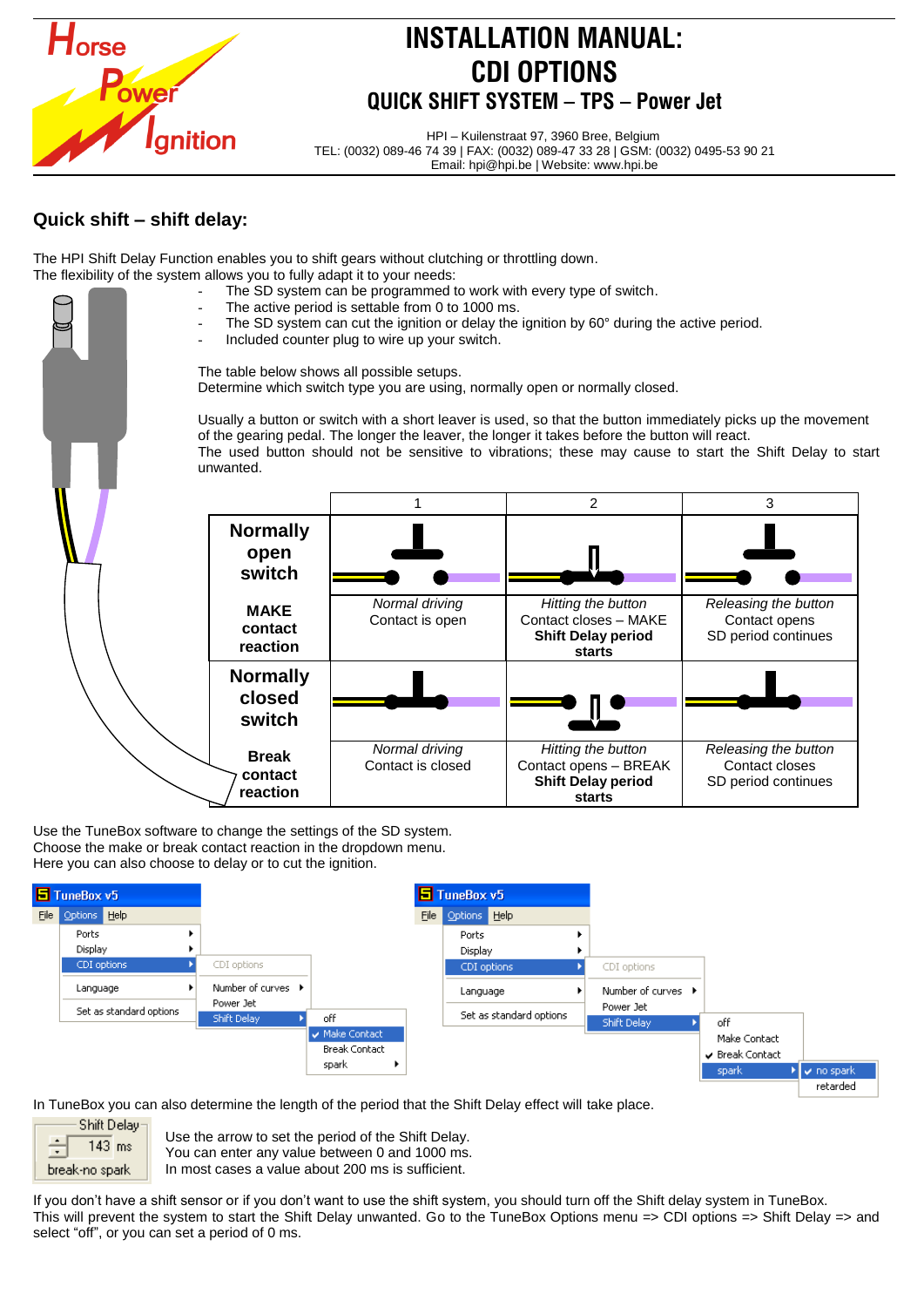# INSTALLATION MANUAL: CDI OPTIONS

## QUICK SHIFT SYSTEM – TPS – Power Jet

HPI – Kuilenstraat 97, 3960 Bree, Belgium
TEL: (0032) 089-46 74 39 | FAX: (0032) 089-47 33 28 | GSM: (0032) 0495-53 90 21
Email: hpi@hpi.be | Website: www.hpi.be

## Quick shift – shift delay:

The HPI Shift Delay Function enables you to shift gears without clutching or throttling down.
The flexibility of the system allows you to fully adapt it to your needs:

- The SD system can be programmed to work with every type of switch.
- The active period is settable from 0 to 1000 ms.
- The SD system can cut the ignition or delay the ignition by 60° during the active period.
- Included counter plug to wire up your switch.

The table below shows all possible setups.
Determine which switch type you are using, normally open or normally closed.

Usually a button or switch with a short leaver is used, so that the button immediately picks up the movement of the gearing pedal. The longer the leaver, the longer it takes before the button will react.
The used button should not be sensitive to vibrations; these may cause to start the Shift Delay to start unwanted.

| | 1 | 2 | 3 |
|---|---|---|---|
| **Normally open switch** | | | |
| **MAKE contact reaction** | *Normal driving* Contact is open | *Hitting the button* Contact closes – MAKE **Shift Delay period starts** | *Releasing the button* Contact opens SD period continues |
| **Normally closed switch** | | | |
| **Break contact reaction** | *Normal driving* Contact is closed | *Hitting the button* Contact opens – BREAK **Shift Delay period starts** | *Releasing the button* Contact closes SD period continues |

Use the TuneBox software to change the settings of the SD system.
Choose the make or break contact reaction in the dropdown menu.
Here you can also choose to delay or to cut the ignition.

In TuneBox you can also determine the length of the period that the Shift Delay effect will take place.

Use the arrow to set the period of the Shift Delay.
You can enter any value between 0 and 1000 ms.
In most cases a value about 200 ms is sufficient.

If you don't have a shift sensor or if you don't want to use the shift system, you should turn off the Shift delay system in TuneBox.
This will prevent the system to start the Shift Delay unwanted. Go to the TuneBox Options menu => CDI options => Shift Delay => and select "off", or you can set a period of 0 ms.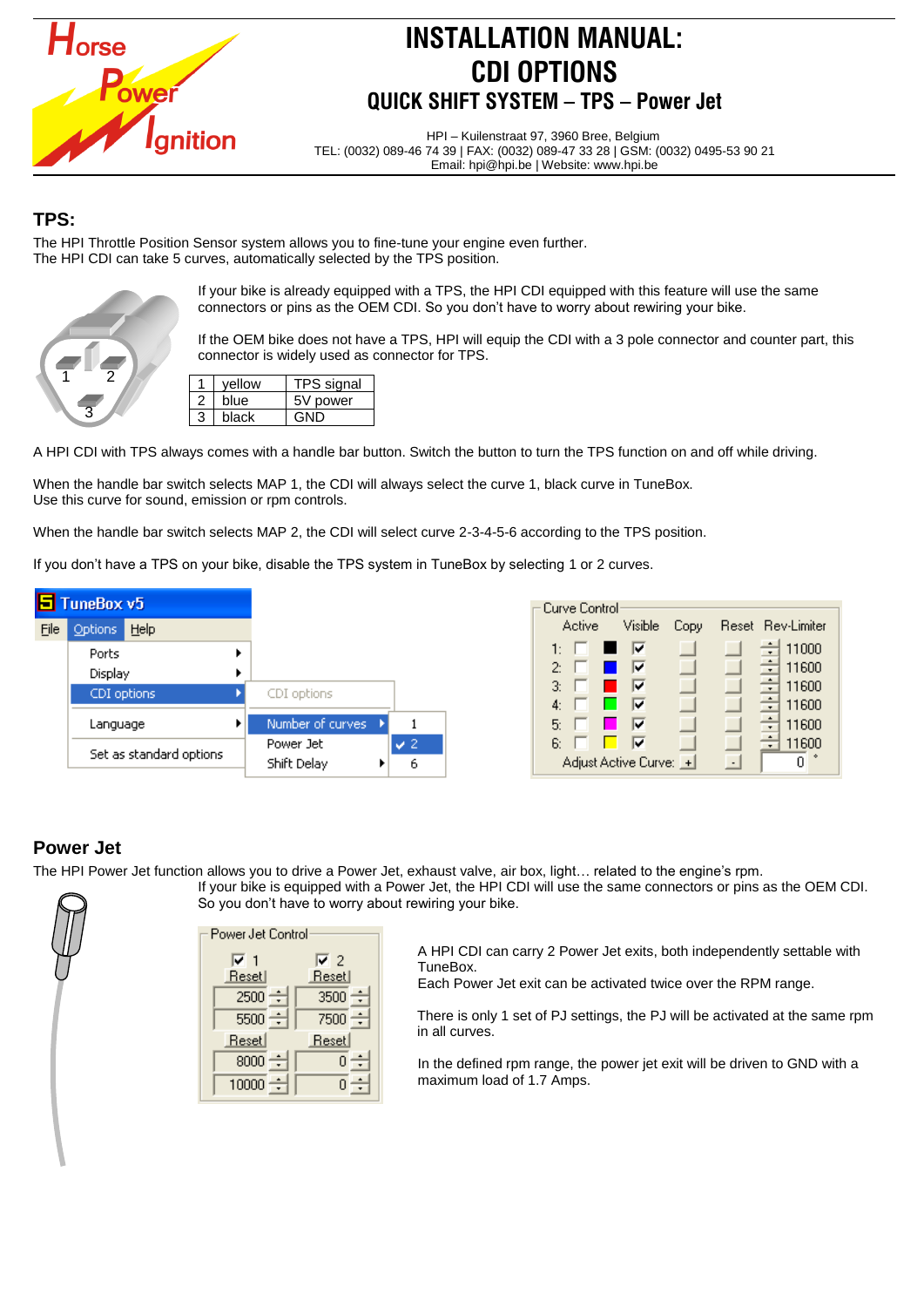# INSTALLATION MANUAL: CDI OPTIONS

## QUICK SHIFT SYSTEM – TPS – Power Jet

HPI – Kuilenstraat 97, 3960 Bree, Belgium
TEL: (0032) 089-46 74 39 | FAX: (0032) 089-47 33 28 | GSM: (0032) 0495-53 90 21
Email: hpi@hpi.be | Website: www.hpi.be

## TPS:

The HPI Throttle Position Sensor system allows you to fine-tune your engine even further.
The HPI CDI can take 5 curves, automatically selected by the TPS position.

If your bike is already equipped with a TPS, the HPI CDI equipped with this feature will use the same connectors or pins as the OEM CDI. So you don't have to worry about rewiring your bike.

If the OEM bike does not have a TPS, HPI will equip the CDI with a 3 pole connector and counter part, this connector is widely used as connector for TPS.

| | | |
|---|---|---|
| 1 | yellow | TPS signal |
| 2 | blue | 5V power |
| 3 | black | GND |

A HPI CDI with TPS always comes with a handle bar button. Switch the button to turn the TPS function on and off while driving.

When the handle bar switch selects MAP 1, the CDI will always select the curve 1, black curve in TuneBox.
Use this curve for sound, emission or rpm controls.

When the handle bar switch selects MAP 2, the CDI will select curve 2-3-4-5-6 according to the TPS position.

If you don't have a TPS on your bike, disable the TPS system in TuneBox by selecting 1 or 2 curves.

## Power Jet

The HPI Power Jet function allows you to drive a Power Jet, exhaust valve, air box, light… related to the engine's rpm.
If your bike is equipped with a Power Jet, the HPI CDI will use the same connectors or pins as the OEM CDI. So you don't have to worry about rewiring your bike.

A HPI CDI can carry 2 Power Jet exits, both independently settable with TuneBox.
Each Power Jet exit can be activated twice over the RPM range.

There is only 1 set of PJ settings, the PJ will be activated at the same rpm in all curves.

In the defined rpm range, the power jet exit will be driven to GND with a maximum load of 1.7 Amps.